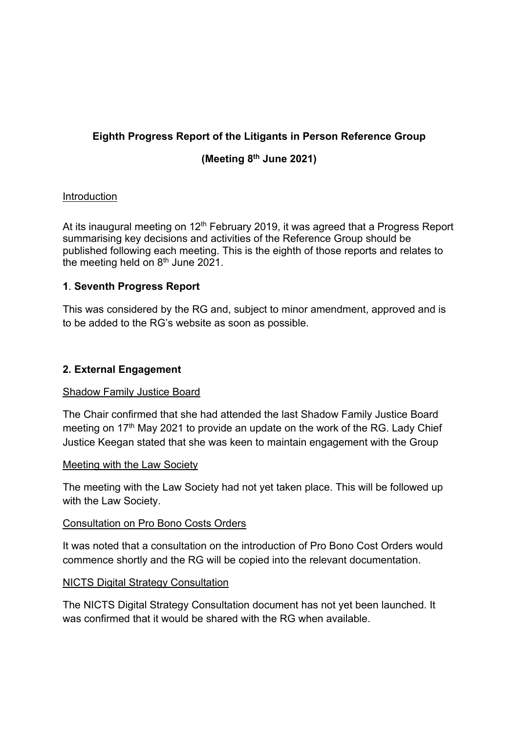**Eighth Progress Report of the Litigants in Person Reference Group**

**(Meeting 8th June 2021)**

Introduction

At its inaugural meeting on 12th February 2019, it was agreed that a Progress Report summarising key decisions and activities of the Reference Group should be published following each meeting. This is the eighth of those reports and relates to the meeting held on 8th June 2021.

**1**. **Seventh Progress Report**

This was considered by the RG and, subject to minor amendment, approved and is to be added to the RG's website as soon as possible.

**2. External Engagement**

Shadow Family Justice Board

The Chair confirmed that she had attended the last Shadow Family Justice Board meeting on 17th May 2021 to provide an update on the work of the RG. Lady Chief Justice Keegan stated that she was keen to maintain engagement with the Group

Meeting with the Law Society

The meeting with the Law Society had not yet taken place. This will be followed up with the Law Society.

Consultation on Pro Bono Costs Orders

It was noted that a consultation on the introduction of Pro Bono Cost Orders would commence shortly and the RG will be copied into the relevant documentation.

NICTS Digital Strategy Consultation

The NICTS Digital Strategy Consultation document has not yet been launched. It was confirmed that it would be shared with the RG when available.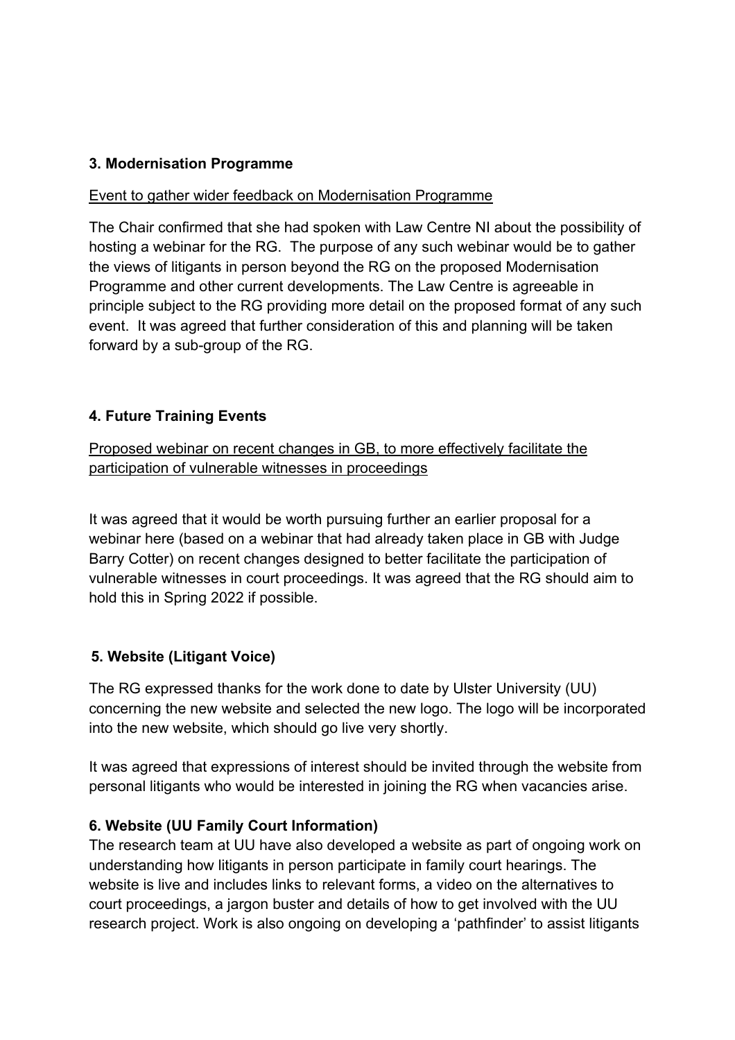### 3. Modernisation Programme

Event to gather wider feedback on Modernisation Programme

The Chair confirmed that she had spoken with Law Centre NI about the possibility of hosting a webinar for the RG. The purpose of any such webinar would be to gather the views of litigants in person beyond the RG on the proposed Modernisation Programme and other current developments. The Law Centre is agreeable in principle subject to the RG providing more detail on the proposed format of any such event. It was agreed that further consideration of this and planning will be taken forward by a sub-group of the RG.

### 4. Future Training Events

Proposed webinar on recent changes in GB, to more effectively facilitate the participation of vulnerable witnesses in proceedings

It was agreed that it would be worth pursuing further an earlier proposal for a webinar here (based on a webinar that had already taken place in GB with Judge Barry Cotter) on recent changes designed to better facilitate the participation of vulnerable witnesses in court proceedings. It was agreed that the RG should aim to hold this in Spring 2022 if possible.

### 5. Website (Litigant Voice)

The RG expressed thanks for the work done to date by Ulster University (UU) concerning the new website and selected the new logo. The logo will be incorporated into the new website, which should go live very shortly.

It was agreed that expressions of interest should be invited through the website from personal litigants who would be interested in joining the RG when vacancies arise.

### 6. Website (UU Family Court Information)

The research team at UU have also developed a website as part of ongoing work on understanding how litigants in person participate in family court hearings. The website is live and includes links to relevant forms, a video on the alternatives to court proceedings, a jargon buster and details of how to get involved with the UU research project. Work is also ongoing on developing a 'pathfinder' to assist litigants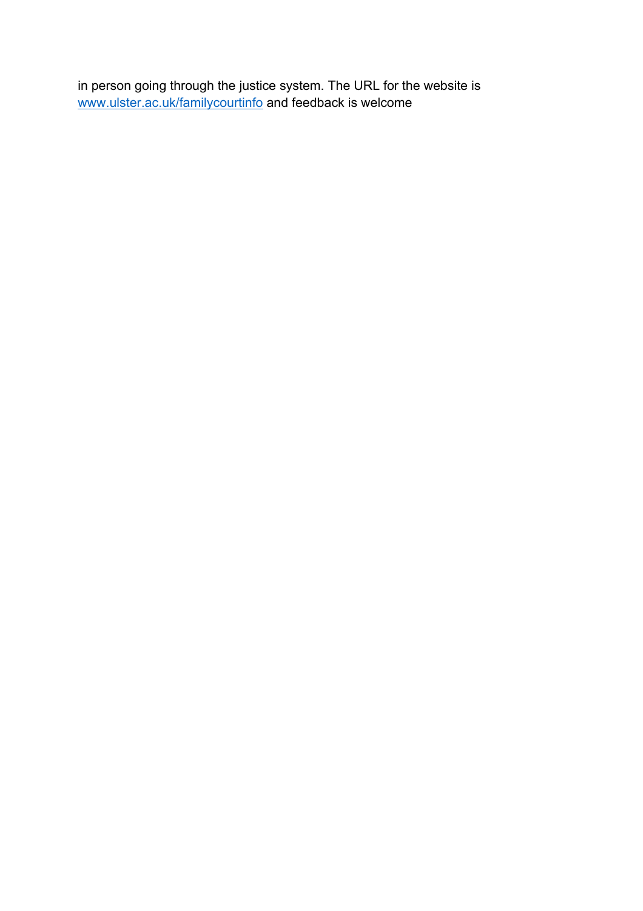in person going through the justice system. The URL for the website is [www.ulster.ac.uk/familycourtinfo](http://www.ulster.ac.uk/familycourtinfo) and feedback is welcome